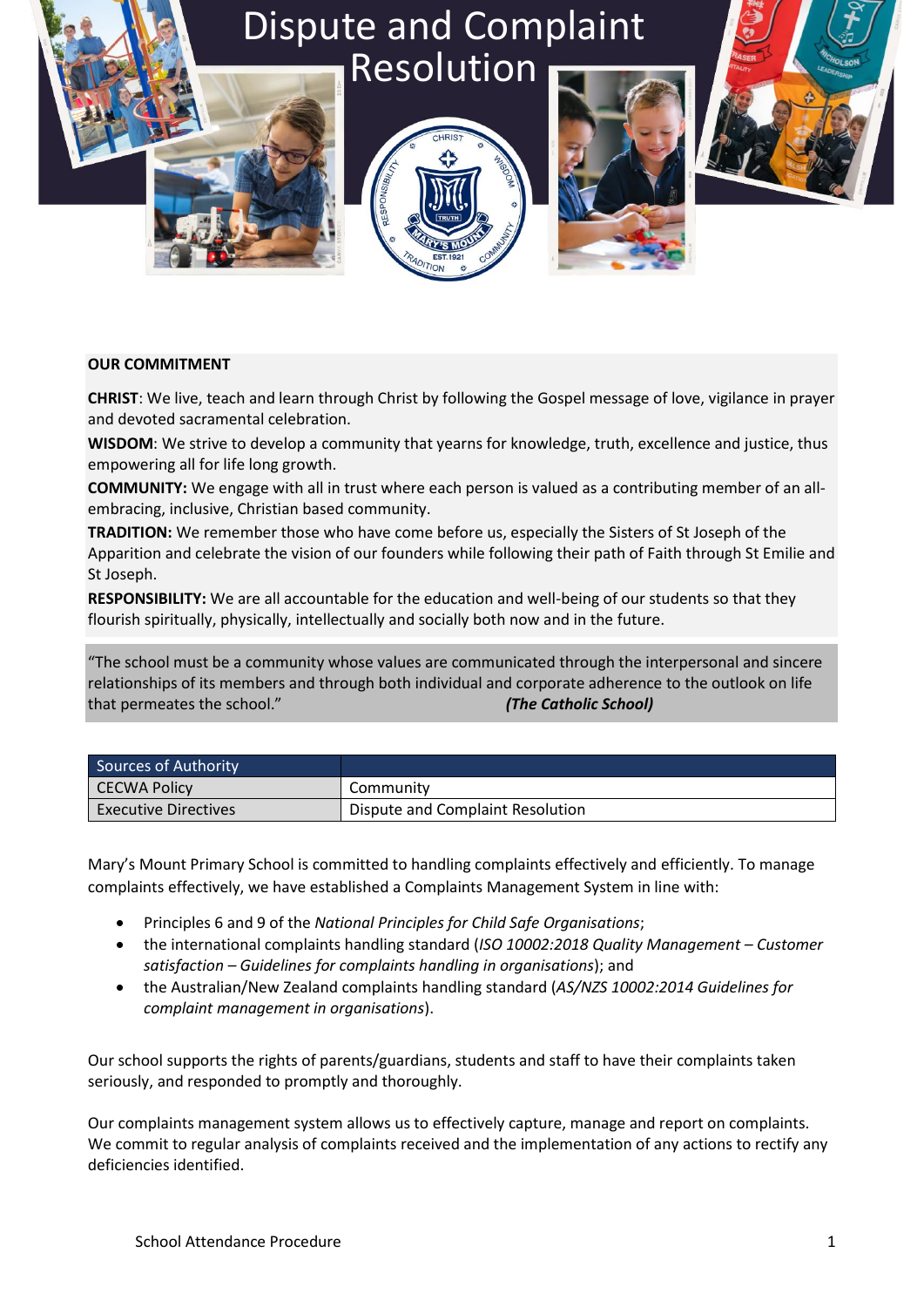# Dispute and Complaint Resolution

**OUR COMMITMENT**

**CHRIST**: We live, teach and learn through Christ by following the Gospel message of love, vigilance in prayer and devoted sacramental celebration.

**WISDOM**: We strive to develop a community that yearns for knowledge, truth, excellence and justice, thus empowering all for life long growth.

**COMMUNITY:** We engage with all in trust where each person is valued as a contributing member of an all-embracing, inclusive, Christian based community.

**TRADITION:** We remember those who have come before us, especially the Sisters of St Joseph of the Apparition and celebrate the vision of our founders while following their path of Faith through St Emilie and St Joseph.

**RESPONSIBILITY:** We are all accountable for the education and well-being of our students so that they flourish spiritually, physically, intellectually and socially both now and in the future.

"The school must be a community whose values are communicated through the interpersonal and sincere relationships of its members and through both individual and corporate adherence to the outlook on life that permeates the school." ***(The Catholic School)***

| Sources of Authority | |
|---|---|
| CECWA Policy | Community |
| Executive Directives | Dispute and Complaint Resolution |

Mary's Mount Primary School is committed to handling complaints effectively and efficiently. To manage complaints effectively, we have established a Complaints Management System in line with:

- Principles 6 and 9 of the *National Principles for Child Safe Organisations*;
- the international complaints handling standard (*ISO 10002:2018 Quality Management – Customer satisfaction – Guidelines for complaints handling in organisations*); and
- the Australian/New Zealand complaints handling standard (*AS/NZS 10002:2014 Guidelines for complaint management in organisations*).

Our school supports the rights of parents/guardians, students and staff to have their complaints taken seriously, and responded to promptly and thoroughly.

Our complaints management system allows us to effectively capture, manage and report on complaints. We commit to regular analysis of complaints received and the implementation of any actions to rectify any deficiencies identified.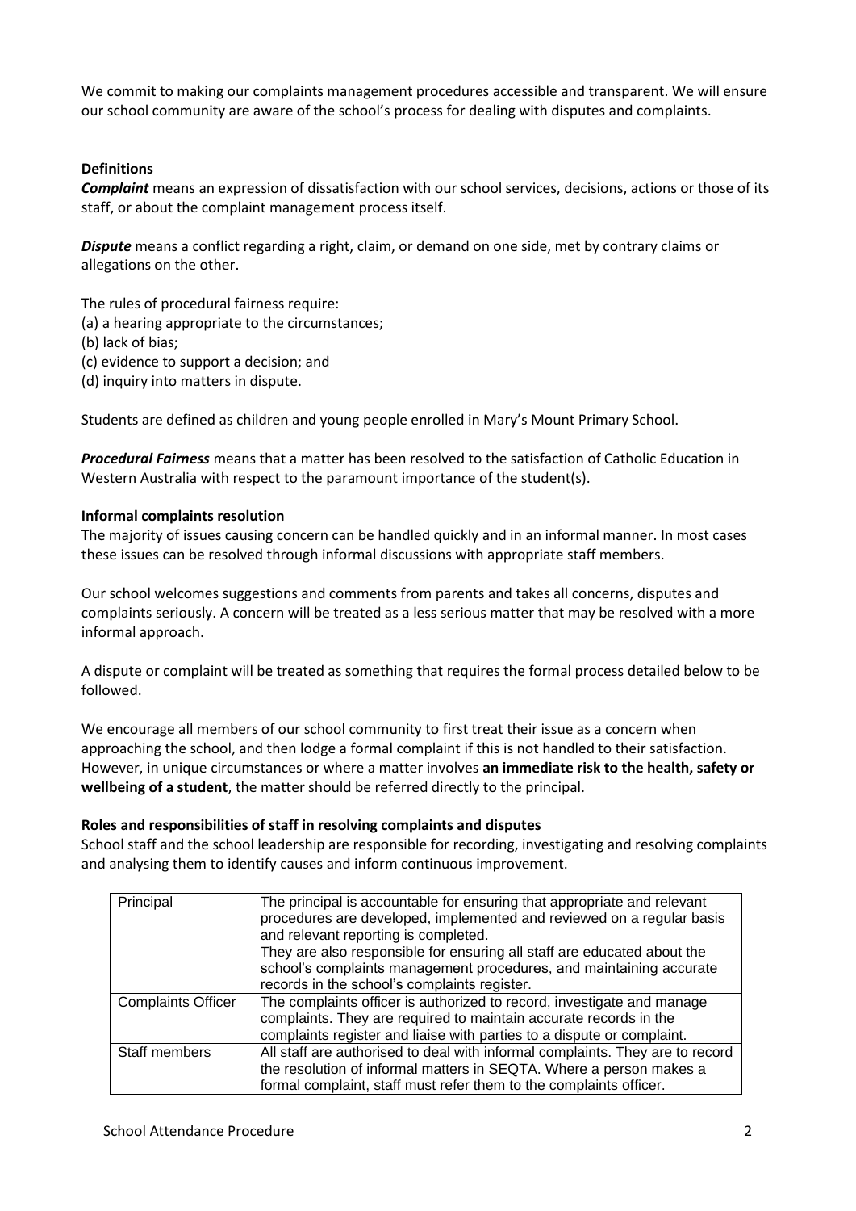We commit to making our complaints management procedures accessible and transparent. We will ensure our school community are aware of the school's process for dealing with disputes and complaints.

**Definitions**

***Complaint*** means an expression of dissatisfaction with our school services, decisions, actions or those of its staff, or about the complaint management process itself.

***Dispute*** means a conflict regarding a right, claim, or demand on one side, met by contrary claims or allegations on the other.

The rules of procedural fairness require:
(a) a hearing appropriate to the circumstances;
(b) lack of bias;
(c) evidence to support a decision; and
(d) inquiry into matters in dispute.

Students are defined as children and young people enrolled in Mary's Mount Primary School.

***Procedural Fairness*** means that a matter has been resolved to the satisfaction of Catholic Education in Western Australia with respect to the paramount importance of the student(s).

**Informal complaints resolution**

The majority of issues causing concern can be handled quickly and in an informal manner. In most cases these issues can be resolved through informal discussions with appropriate staff members.

Our school welcomes suggestions and comments from parents and takes all concerns, disputes and complaints seriously. A concern will be treated as a less serious matter that may be resolved with a more informal approach.

A dispute or complaint will be treated as something that requires the formal process detailed below to be followed.

We encourage all members of our school community to first treat their issue as a concern when approaching the school, and then lodge a formal complaint if this is not handled to their satisfaction. However, in unique circumstances or where a matter involves **an immediate risk to the health, safety or wellbeing of a student**, the matter should be referred directly to the principal.

**Roles and responsibilities of staff in resolving complaints and disputes**

School staff and the school leadership are responsible for recording, investigating and resolving complaints and analysing them to identify causes and inform continuous improvement.

| | |
|---|---|
| Principal | The principal is accountable for ensuring that appropriate and relevant procedures are developed, implemented and reviewed on a regular basis and relevant reporting is completed.<br>They are also responsible for ensuring all staff are educated about the school's complaints management procedures, and maintaining accurate records in the school's complaints register. |
| Complaints Officer | The complaints officer is authorized to record, investigate and manage complaints. They are required to maintain accurate records in the complaints register and liaise with parties to a dispute or complaint. |
| Staff members | All staff are authorised to deal with informal complaints. They are to record the resolution of informal matters in SEQTA. Where a person makes a formal complaint, staff must refer them to the complaints officer. |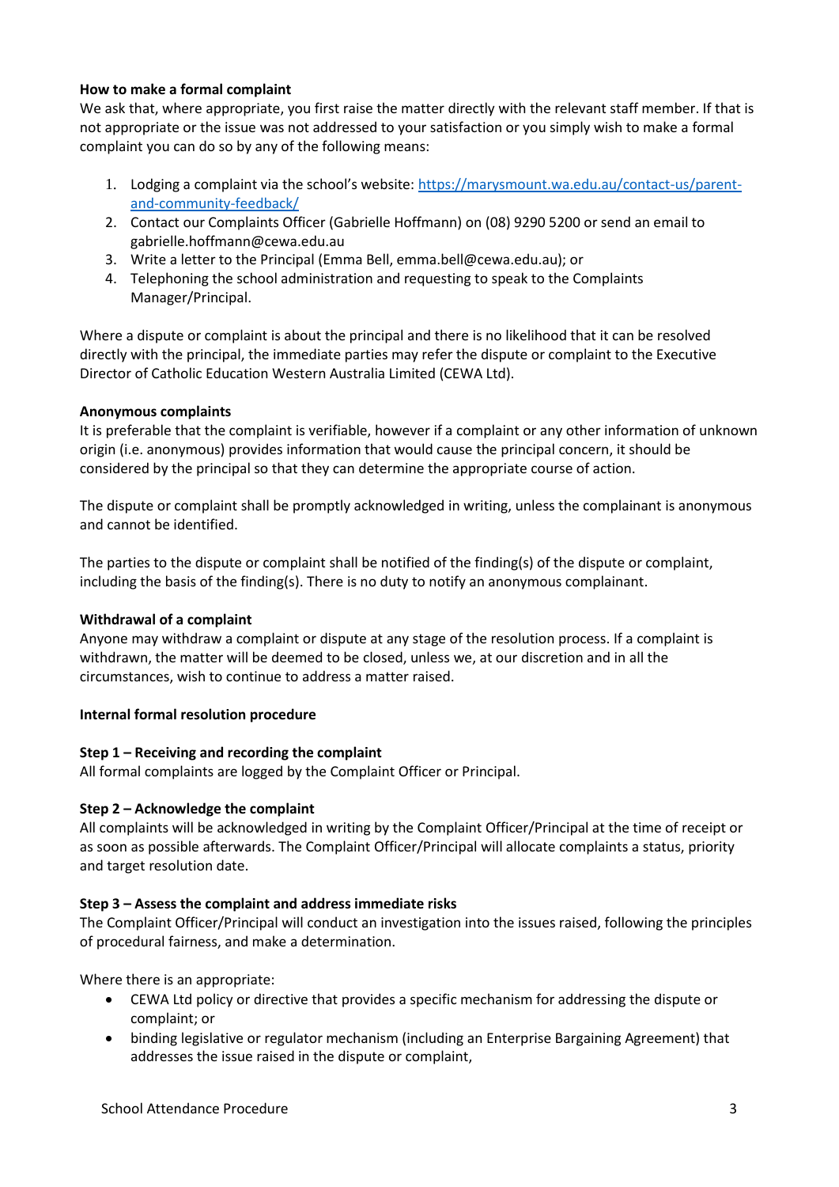**How to make a formal complaint**

We ask that, where appropriate, you first raise the matter directly with the relevant staff member. If that is not appropriate or the issue was not addressed to your satisfaction or you simply wish to make a formal complaint you can do so by any of the following means:

1. Lodging a complaint via the school's website: [https://marysmount.wa.edu.au/contact-us/parent-and-community-feedback/](https://marysmount.wa.edu.au/contact-us/parent-and-community-feedback/)
2. Contact our Complaints Officer (Gabrielle Hoffmann) on (08) 9290 5200 or send an email to gabrielle.hoffmann@cewa.edu.au
3. Write a letter to the Principal (Emma Bell, emma.bell@cewa.edu.au); or
4. Telephoning the school administration and requesting to speak to the Complaints Manager/Principal.

Where a dispute or complaint is about the principal and there is no likelihood that it can be resolved directly with the principal, the immediate parties may refer the dispute or complaint to the Executive Director of Catholic Education Western Australia Limited (CEWA Ltd).

**Anonymous complaints**

It is preferable that the complaint is verifiable, however if a complaint or any other information of unknown origin (i.e. anonymous) provides information that would cause the principal concern, it should be considered by the principal so that they can determine the appropriate course of action.

The dispute or complaint shall be promptly acknowledged in writing, unless the complainant is anonymous and cannot be identified.

The parties to the dispute or complaint shall be notified of the finding(s) of the dispute or complaint, including the basis of the finding(s). There is no duty to notify an anonymous complainant.

**Withdrawal of a complaint**

Anyone may withdraw a complaint or dispute at any stage of the resolution process. If a complaint is withdrawn, the matter will be deemed to be closed, unless we, at our discretion and in all the circumstances, wish to continue to address a matter raised.

**Internal formal resolution procedure**

**Step 1 – Receiving and recording the complaint**

All formal complaints are logged by the Complaint Officer or Principal.

**Step 2 – Acknowledge the complaint**

All complaints will be acknowledged in writing by the Complaint Officer/Principal at the time of receipt or as soon as possible afterwards. The Complaint Officer/Principal will allocate complaints a status, priority and target resolution date.

**Step 3 – Assess the complaint and address immediate risks**

The Complaint Officer/Principal will conduct an investigation into the issues raised, following the principles of procedural fairness, and make a determination.

Where there is an appropriate:

- CEWA Ltd policy or directive that provides a specific mechanism for addressing the dispute or complaint; or
- binding legislative or regulator mechanism (including an Enterprise Bargaining Agreement) that addresses the issue raised in the dispute or complaint,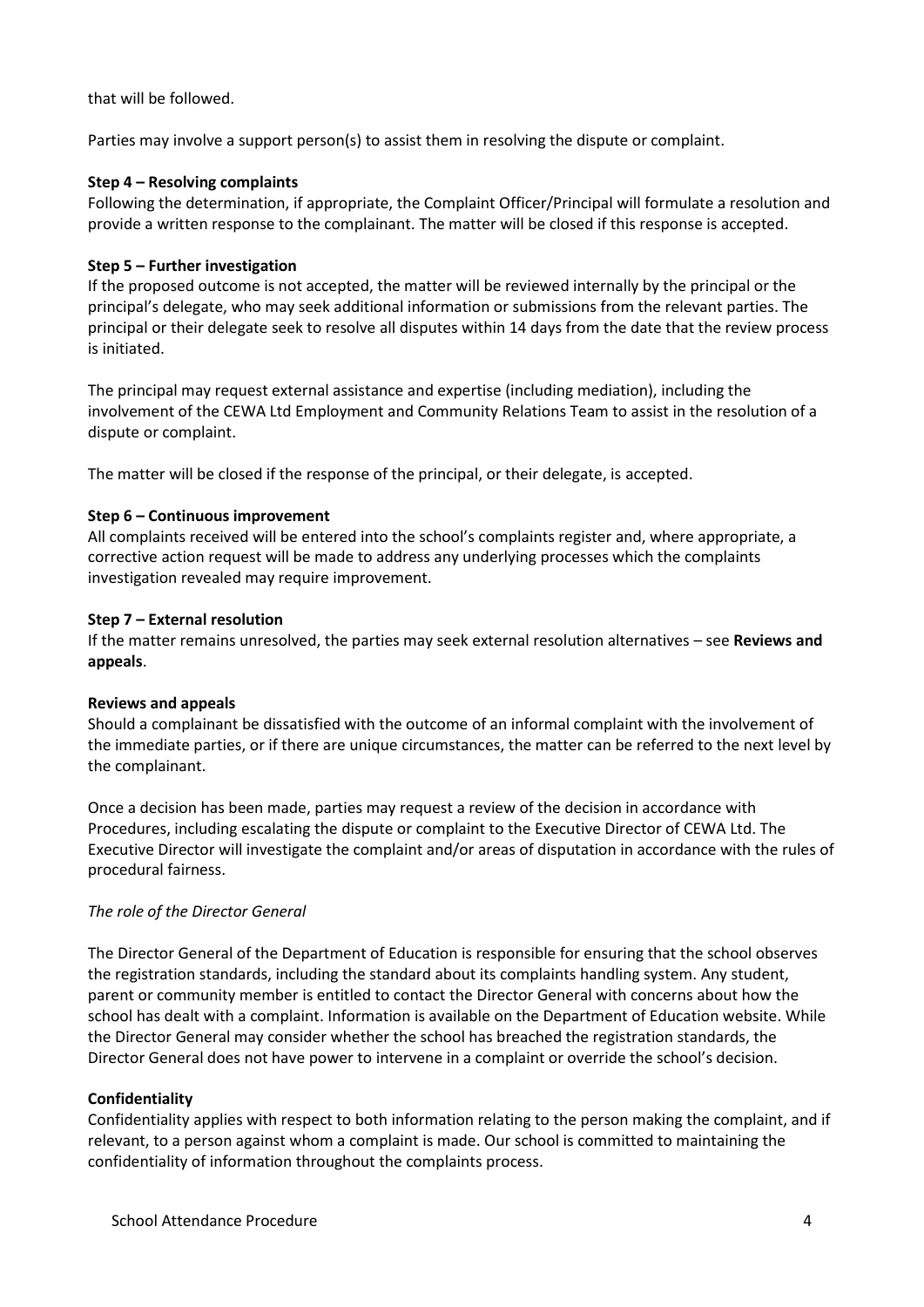that will be followed.

Parties may involve a support person(s) to assist them in resolving the dispute or complaint.

**Step 4 – Resolving complaints**
Following the determination, if appropriate, the Complaint Officer/Principal will formulate a resolution and provide a written response to the complainant. The matter will be closed if this response is accepted.

**Step 5 – Further investigation**
If the proposed outcome is not accepted, the matter will be reviewed internally by the principal or the principal's delegate, who may seek additional information or submissions from the relevant parties. The principal or their delegate seek to resolve all disputes within 14 days from the date that the review process is initiated.

The principal may request external assistance and expertise (including mediation), including the involvement of the CEWA Ltd Employment and Community Relations Team to assist in the resolution of a dispute or complaint.

The matter will be closed if the response of the principal, or their delegate, is accepted.

**Step 6 – Continuous improvement**
All complaints received will be entered into the school's complaints register and, where appropriate, a corrective action request will be made to address any underlying processes which the complaints investigation revealed may require improvement.

**Step 7 – External resolution**
If the matter remains unresolved, the parties may seek external resolution alternatives – see **Reviews and appeals**.

**Reviews and appeals**
Should a complainant be dissatisfied with the outcome of an informal complaint with the involvement of the immediate parties, or if there are unique circumstances, the matter can be referred to the next level by the complainant.

Once a decision has been made, parties may request a review of the decision in accordance with Procedures, including escalating the dispute or complaint to the Executive Director of CEWA Ltd. The Executive Director will investigate the complaint and/or areas of disputation in accordance with the rules of procedural fairness.

*The role of the Director General*

The Director General of the Department of Education is responsible for ensuring that the school observes the registration standards, including the standard about its complaints handling system. Any student, parent or community member is entitled to contact the Director General with concerns about how the school has dealt with a complaint. Information is available on the Department of Education website. While the Director General may consider whether the school has breached the registration standards, the Director General does not have power to intervene in a complaint or override the school's decision.

**Confidentiality**
Confidentiality applies with respect to both information relating to the person making the complaint, and if relevant, to a person against whom a complaint is made. Our school is committed to maintaining the confidentiality of information throughout the complaints process.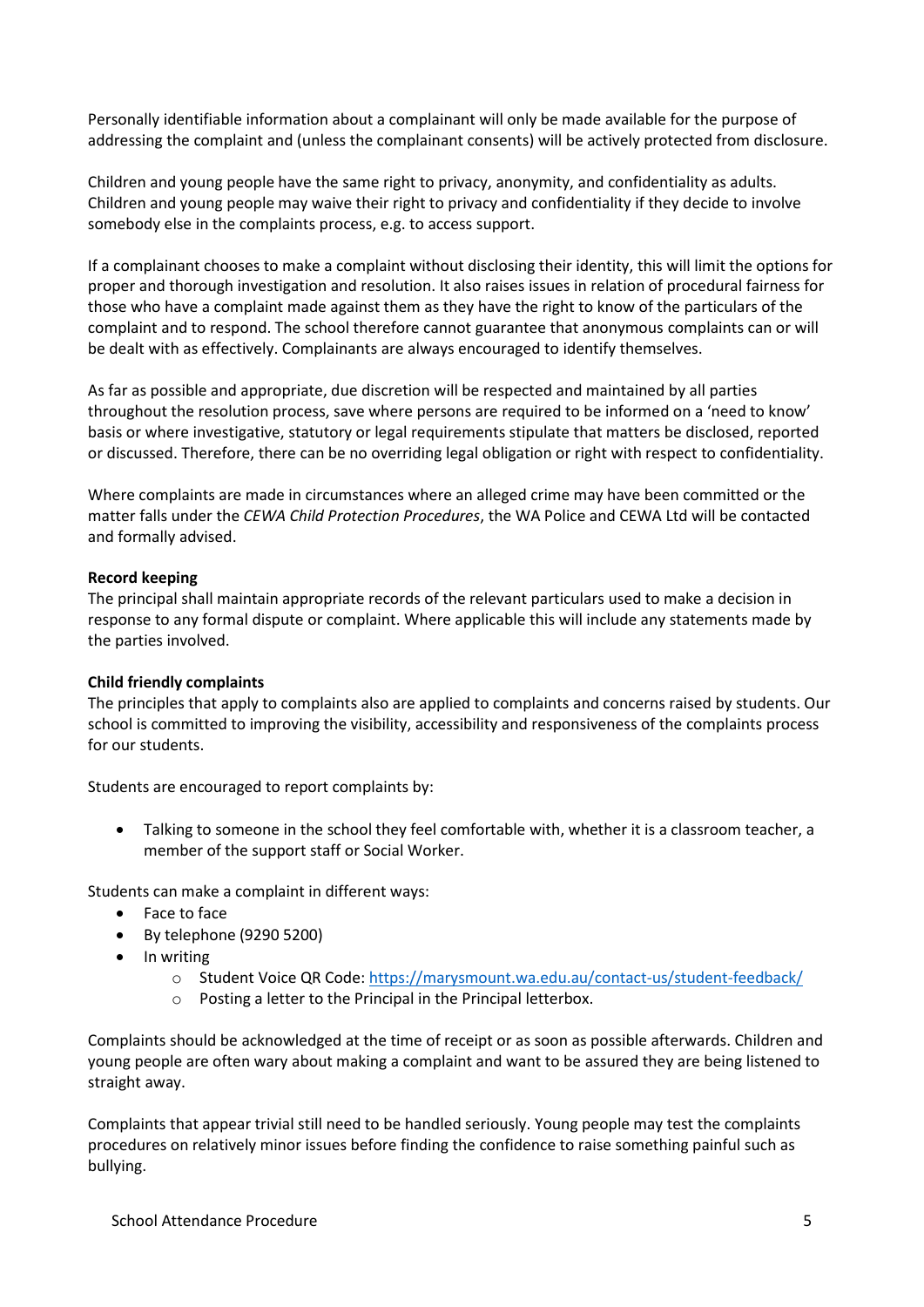Personally identifiable information about a complainant will only be made available for the purpose of addressing the complaint and (unless the complainant consents) will be actively protected from disclosure.

Children and young people have the same right to privacy, anonymity, and confidentiality as adults. Children and young people may waive their right to privacy and confidentiality if they decide to involve somebody else in the complaints process, e.g. to access support.

If a complainant chooses to make a complaint without disclosing their identity, this will limit the options for proper and thorough investigation and resolution. It also raises issues in relation of procedural fairness for those who have a complaint made against them as they have the right to know of the particulars of the complaint and to respond. The school therefore cannot guarantee that anonymous complaints can or will be dealt with as effectively. Complainants are always encouraged to identify themselves.

As far as possible and appropriate, due discretion will be respected and maintained by all parties throughout the resolution process, save where persons are required to be informed on a 'need to know' basis or where investigative, statutory or legal requirements stipulate that matters be disclosed, reported or discussed. Therefore, there can be no overriding legal obligation or right with respect to confidentiality.

Where complaints are made in circumstances where an alleged crime may have been committed or the matter falls under the *CEWA Child Protection Procedures*, the WA Police and CEWA Ltd will be contacted and formally advised.

**Record keeping**

The principal shall maintain appropriate records of the relevant particulars used to make a decision in response to any formal dispute or complaint. Where applicable this will include any statements made by the parties involved.

**Child friendly complaints**

The principles that apply to complaints also are applied to complaints and concerns raised by students. Our school is committed to improving the visibility, accessibility and responsiveness of the complaints process for our students.

Students are encouraged to report complaints by:

- Talking to someone in the school they feel comfortable with, whether it is a classroom teacher, a member of the support staff or Social Worker.

Students can make a complaint in different ways:

- Face to face
- By telephone (9290 5200)
- In writing
  - Student Voice QR Code: https://marysmount.wa.edu.au/contact-us/student-feedback/
  - Posting a letter to the Principal in the Principal letterbox.

Complaints should be acknowledged at the time of receipt or as soon as possible afterwards. Children and young people are often wary about making a complaint and want to be assured they are being listened to straight away.

Complaints that appear trivial still need to be handled seriously. Young people may test the complaints procedures on relatively minor issues before finding the confidence to raise something painful such as bullying.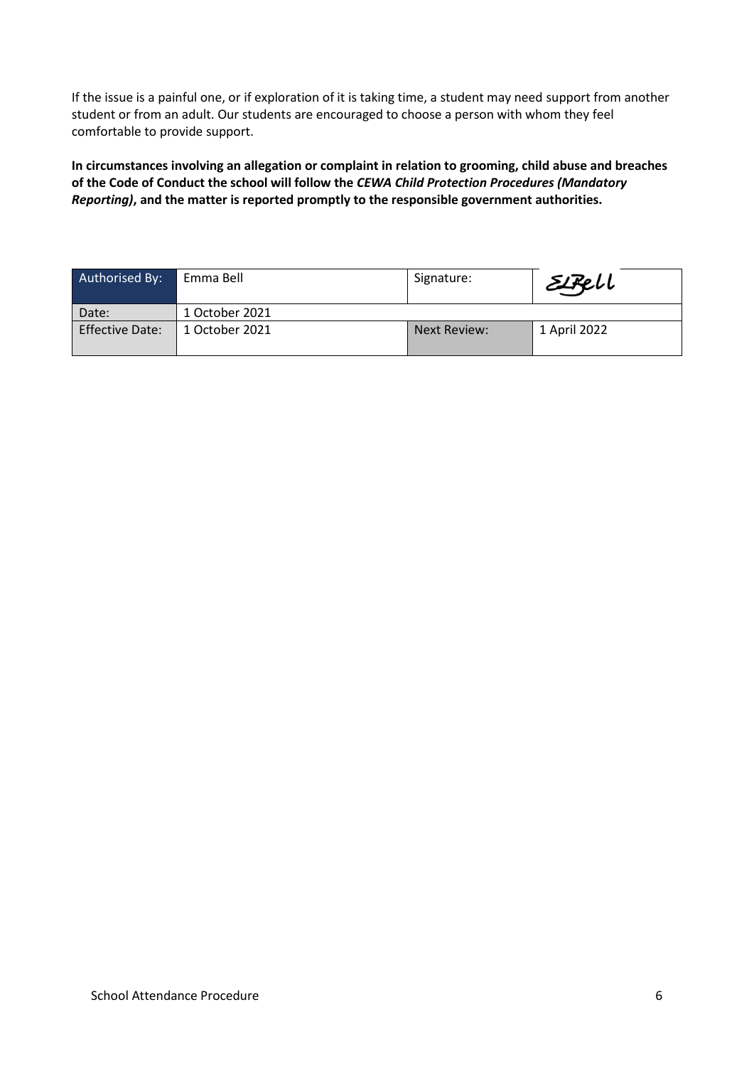If the issue is a painful one, or if exploration of it is taking time, a student may need support from another student or from an adult. Our students are encouraged to choose a person with whom they feel comfortable to provide support.

**In circumstances involving an allegation or complaint in relation to grooming, child abuse and breaches of the Code of Conduct the school will follow the *CEWA Child Protection Procedures (Mandatory Reporting)*, and the matter is reported promptly to the responsible government authorities.**

| | | | |
|---|---|---|---|
| Authorised By: | Emma Bell | Signature: | ELBell |
| Date: | 1 October 2021 | | |
| Effective Date: | 1 October 2021 | Next Review: | 1 April 2022 |